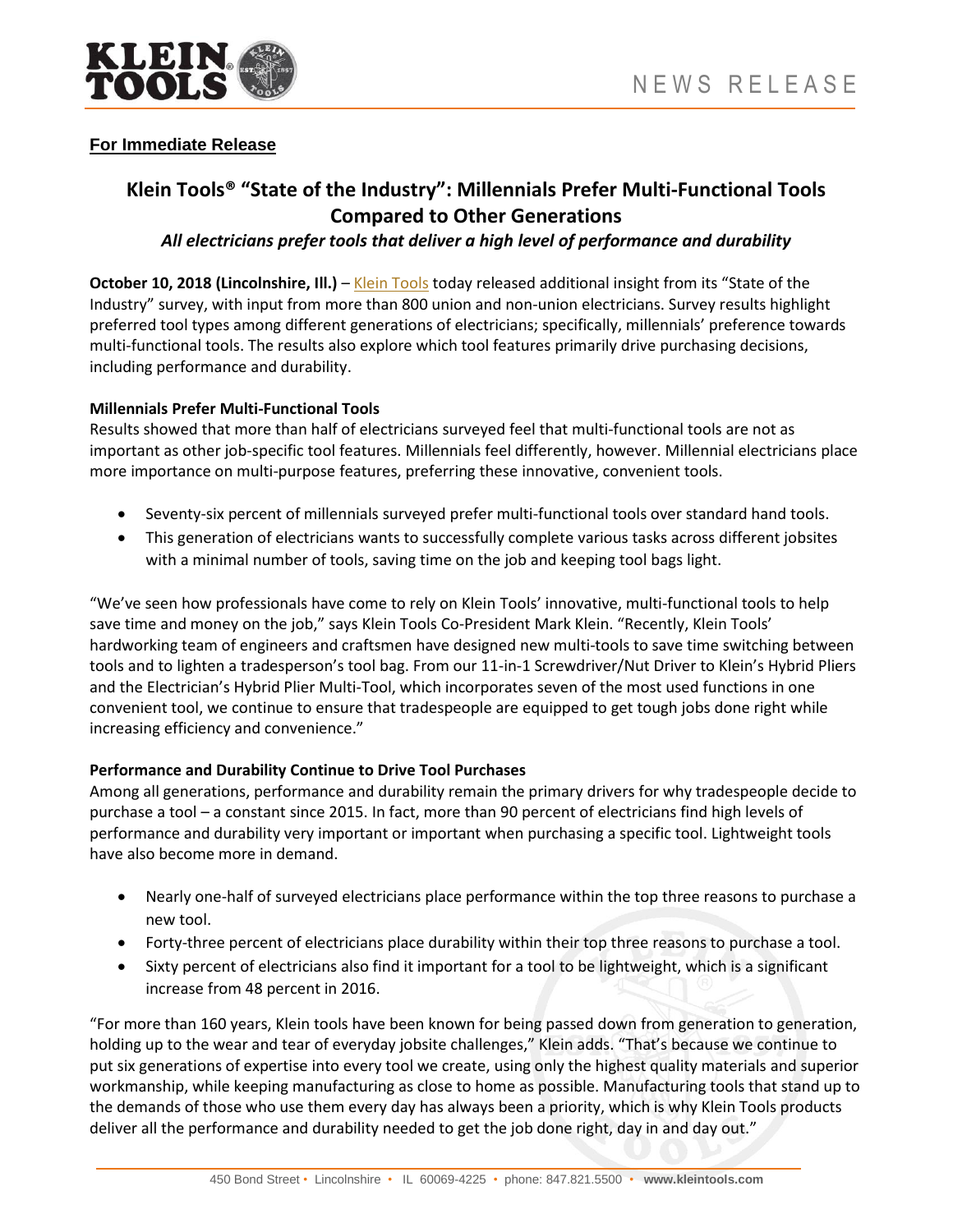NEWS RELEASE

**For Immediate Release**

# Klein Tools® "State of the Industry": Millennials Prefer Multi-Functional Tools Compared to Other Generations

***All electricians prefer tools that deliver a high level of performance and durability***

**October 10, 2018 (Lincolnshire, Ill.)** – Klein Tools today released additional insight from its "State of the Industry" survey, with input from more than 800 union and non-union electricians. Survey results highlight preferred tool types among different generations of electricians; specifically, millennials' preference towards multi-functional tools. The results also explore which tool features primarily drive purchasing decisions, including performance and durability.

**Millennials Prefer Multi-Functional Tools**

Results showed that more than half of electricians surveyed feel that multi-functional tools are not as important as other job-specific tool features. Millennials feel differently, however. Millennial electricians place more importance on multi-purpose features, preferring these innovative, convenient tools.

- Seventy-six percent of millennials surveyed prefer multi-functional tools over standard hand tools.
- This generation of electricians wants to successfully complete various tasks across different jobsites with a minimal number of tools, saving time on the job and keeping tool bags light.

"We've seen how professionals have come to rely on Klein Tools' innovative, multi-functional tools to help save time and money on the job," says Klein Tools Co-President Mark Klein. "Recently, Klein Tools' hardworking team of engineers and craftsmen have designed new multi-tools to save time switching between tools and to lighten a tradesperson's tool bag. From our 11-in-1 Screwdriver/Nut Driver to Klein's Hybrid Pliers and the Electrician's Hybrid Plier Multi-Tool, which incorporates seven of the most used functions in one convenient tool, we continue to ensure that tradespeople are equipped to get tough jobs done right while increasing efficiency and convenience."

**Performance and Durability Continue to Drive Tool Purchases**

Among all generations, performance and durability remain the primary drivers for why tradespeople decide to purchase a tool – a constant since 2015. In fact, more than 90 percent of electricians find high levels of performance and durability very important or important when purchasing a specific tool. Lightweight tools have also become more in demand.

- Nearly one-half of surveyed electricians place performance within the top three reasons to purchase a new tool.
- Forty-three percent of electricians place durability within their top three reasons to purchase a tool.
- Sixty percent of electricians also find it important for a tool to be lightweight, which is a significant increase from 48 percent in 2016.

"For more than 160 years, Klein tools have been known for being passed down from generation to generation, holding up to the wear and tear of everyday jobsite challenges," Klein adds. "That's because we continue to put six generations of expertise into every tool we create, using only the highest quality materials and superior workmanship, while keeping manufacturing as close to home as possible. Manufacturing tools that stand up to the demands of those who use them every day has always been a priority, which is why Klein Tools products deliver all the performance and durability needed to get the job done right, day in and day out."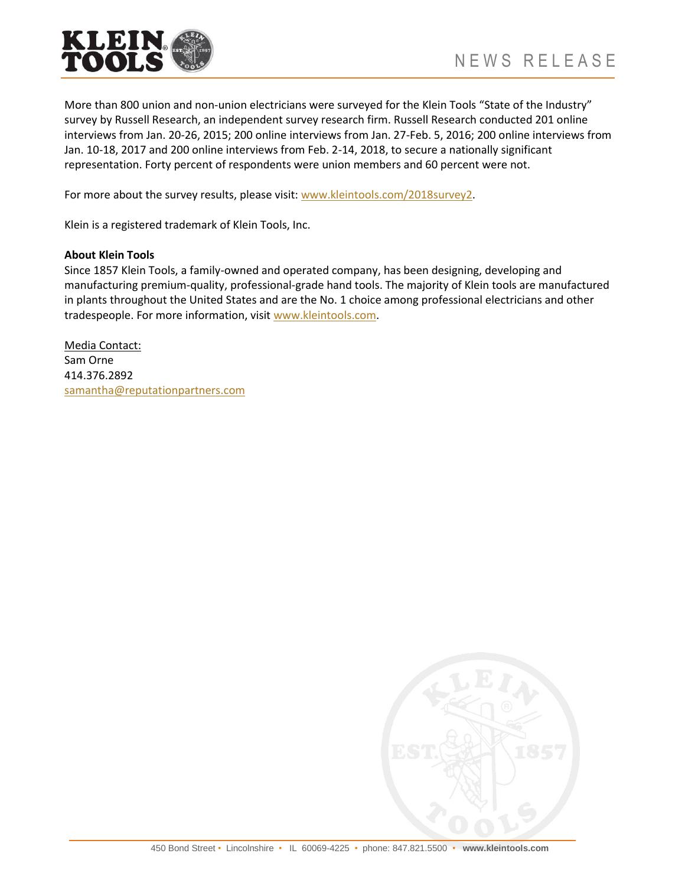More than 800 union and non-union electricians were surveyed for the Klein Tools "State of the Industry" survey by Russell Research, an independent survey research firm. Russell Research conducted 201 online interviews from Jan. 20-26, 2015; 200 online interviews from Jan. 27-Feb. 5, 2016; 200 online interviews from Jan. 10-18, 2017 and 200 online interviews from Feb. 2-14, 2018, to secure a nationally significant representation. Forty percent of respondents were union members and 60 percent were not.

For more about the survey results, please visit: www.kleintools.com/2018survey2.

Klein is a registered trademark of Klein Tools, Inc.

**About Klein Tools**

Since 1857 Klein Tools, a family-owned and operated company, has been designing, developing and manufacturing premium-quality, professional-grade hand tools. The majority of Klein tools are manufactured in plants throughout the United States and are the No. 1 choice among professional electricians and other tradespeople. For more information, visit www.kleintools.com.

Media Contact:
Sam Orne
414.376.2892
samantha@reputationpartners.com